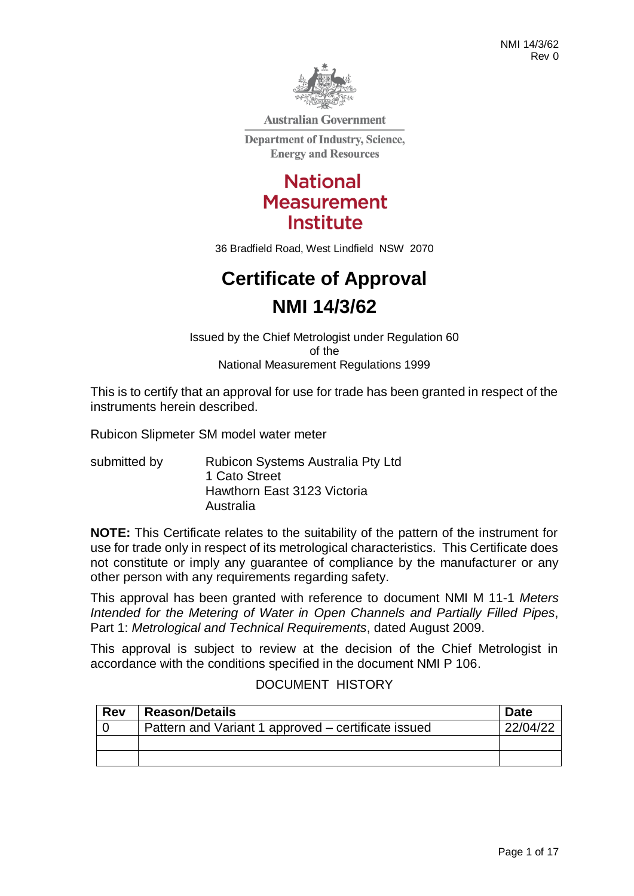Australian Government

Department of Industry, Science, Energy and Resources

**National Measurement Institute**

36 Bradfield Road, West Lindfield NSW 2070

# Certificate of Approval

# NMI 14/3/62

Issued by the Chief Metrologist under Regulation 60 of the National Measurement Regulations 1999

This is to certify that an approval for use for trade has been granted in respect of the instruments herein described.

Rubicon Slipmeter SM model water meter

submitted by Rubicon Systems Australia Pty Ltd
1 Cato Street
Hawthorn East 3123 Victoria
Australia

**NOTE:** This Certificate relates to the suitability of the pattern of the instrument for use for trade only in respect of its metrological characteristics. This Certificate does not constitute or imply any guarantee of compliance by the manufacturer or any other person with any requirements regarding safety.

This approval has been granted with reference to document NMI M 11-1 *Meters Intended for the Metering of Water in Open Channels and Partially Filled Pipes*, Part 1: *Metrological and Technical Requirements*, dated August 2009.

This approval is subject to review at the decision of the Chief Metrologist in accordance with the conditions specified in the document NMI P 106.

DOCUMENT HISTORY

| Rev | Reason/Details | Date |
|---|---|---|
| 0 | Pattern and Variant 1 approved – certificate issued | 22/04/22 |
| | | |
| | | |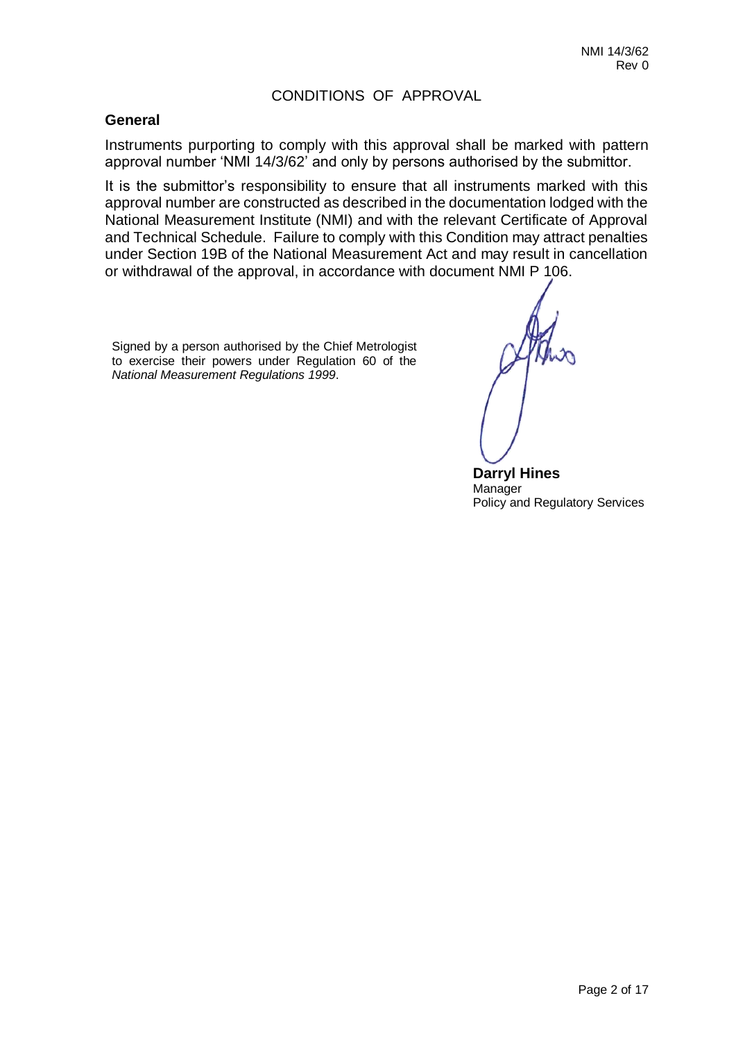# CONDITIONS OF APPROVAL

## General

Instruments purporting to comply with this approval shall be marked with pattern approval number 'NMI 14/3/62' and only by persons authorised by the submittor.

It is the submittor's responsibility to ensure that all instruments marked with this approval number are constructed as described in the documentation lodged with the National Measurement Institute (NMI) and with the relevant Certificate of Approval and Technical Schedule. Failure to comply with this Condition may attract penalties under Section 19B of the National Measurement Act and may result in cancellation or withdrawal of the approval, in accordance with document NMI P 106.

Signed by a person authorised by the Chief Metrologist to exercise their powers under Regulation 60 of the *National Measurement Regulations 1999*.

**Darryl Hines**
Manager
Policy and Regulatory Services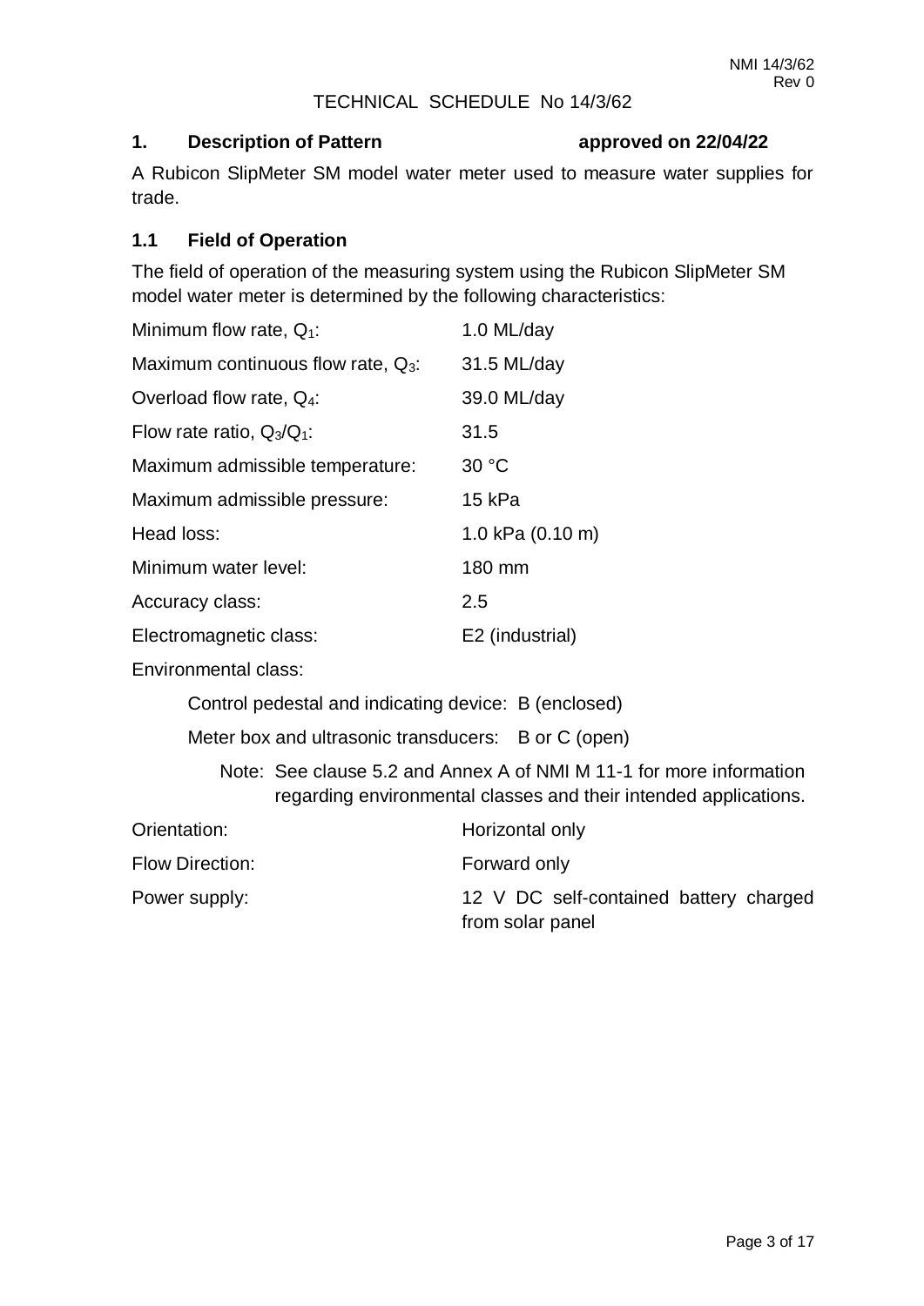# TECHNICAL SCHEDULE No 14/3/62

## 1. Description of Pattern approved on 22/04/22

A Rubicon SlipMeter SM model water meter used to measure water supplies for trade.

### 1.1 Field of Operation

The field of operation of the measuring system using the Rubicon SlipMeter SM model water meter is determined by the following characteristics:

| | |
|---|---|
| Minimum flow rate, $Q_1$: | 1.0 ML/day |
| Maximum continuous flow rate, $Q_3$: | 31.5 ML/day |
| Overload flow rate, $Q_4$: | 39.0 ML/day |
| Flow rate ratio, $Q_3/Q_1$: | 31.5 |
| Maximum admissible temperature: | 30 °C |
| Maximum admissible pressure: | 15 kPa |
| Head loss: | 1.0 kPa (0.10 m) |
| Minimum water level: | 180 mm |
| Accuracy class: | 2.5 |
| Electromagnetic class: | E2 (industrial) |

Environmental class:

- Control pedestal and indicating device: B (enclosed)
- Meter box and ultrasonic transducers: B or C (open)

Note: See clause 5.2 and Annex A of NMI M 11-1 for more information regarding environmental classes and their intended applications.

| | |
|---|---|
| Orientation: | Horizontal only |
| Flow Direction: | Forward only |
| Power supply: | 12 V DC self-contained battery charged from solar panel |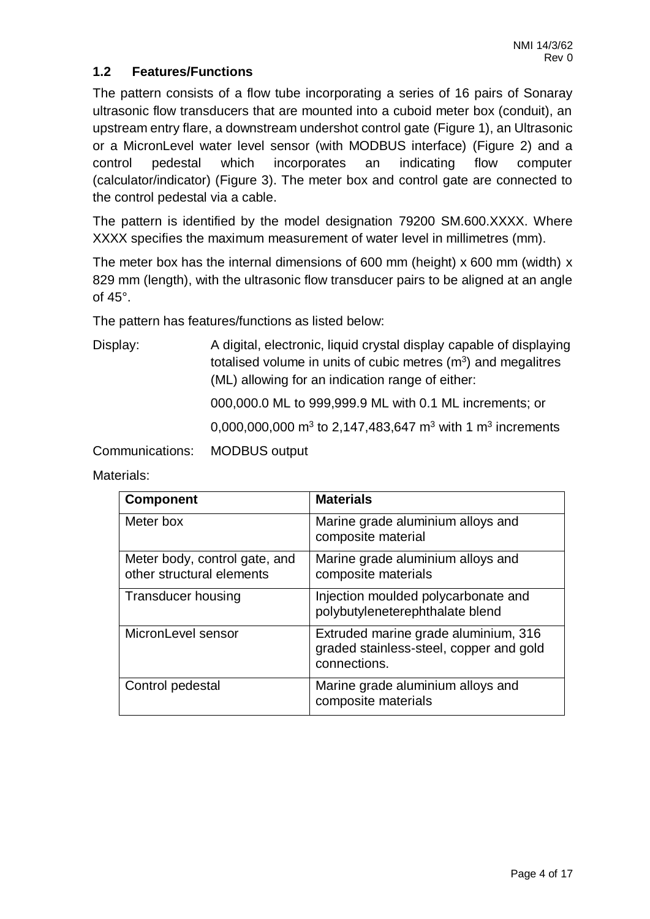## 1.2 Features/Functions

The pattern consists of a flow tube incorporating a series of 16 pairs of Sonaray ultrasonic flow transducers that are mounted into a cuboid meter box (conduit), an upstream entry flare, a downstream undershot control gate (Figure 1), an Ultrasonic or a MicronLevel water level sensor (with MODBUS interface) (Figure 2) and a control pedestal which incorporates an indicating flow computer (calculator/indicator) (Figure 3). The meter box and control gate are connected to the control pedestal via a cable.

The pattern is identified by the model designation 79200 SM.600.XXXX. Where XXXX specifies the maximum measurement of water level in millimetres (mm).

The meter box has the internal dimensions of 600 mm (height) x 600 mm (width) x 829 mm (length), with the ultrasonic flow transducer pairs to be aligned at an angle of 45°.

The pattern has features/functions as listed below:

Display: A digital, electronic, liquid crystal display capable of displaying totalised volume in units of cubic metres ($m^3$) and megalitres (ML) allowing for an indication range of either:

000,000.0 ML to 999,999.9 ML with 0.1 ML increments; or

0,000,000,000 $m^3$ to 2,147,483,647 $m^3$ with 1 $m^3$ increments

Communications: MODBUS output

Materials:

| Component | Materials |
| --- | --- |
| Meter box | Marine grade aluminium alloys and composite material |
| Meter body, control gate, and other structural elements | Marine grade aluminium alloys and composite materials |
| Transducer housing | Injection moulded polycarbonate and polybutyleneterephthalate blend |
| MicronLevel sensor | Extruded marine grade aluminium, 316 graded stainless-steel, copper and gold connections. |
| Control pedestal | Marine grade aluminium alloys and composite materials |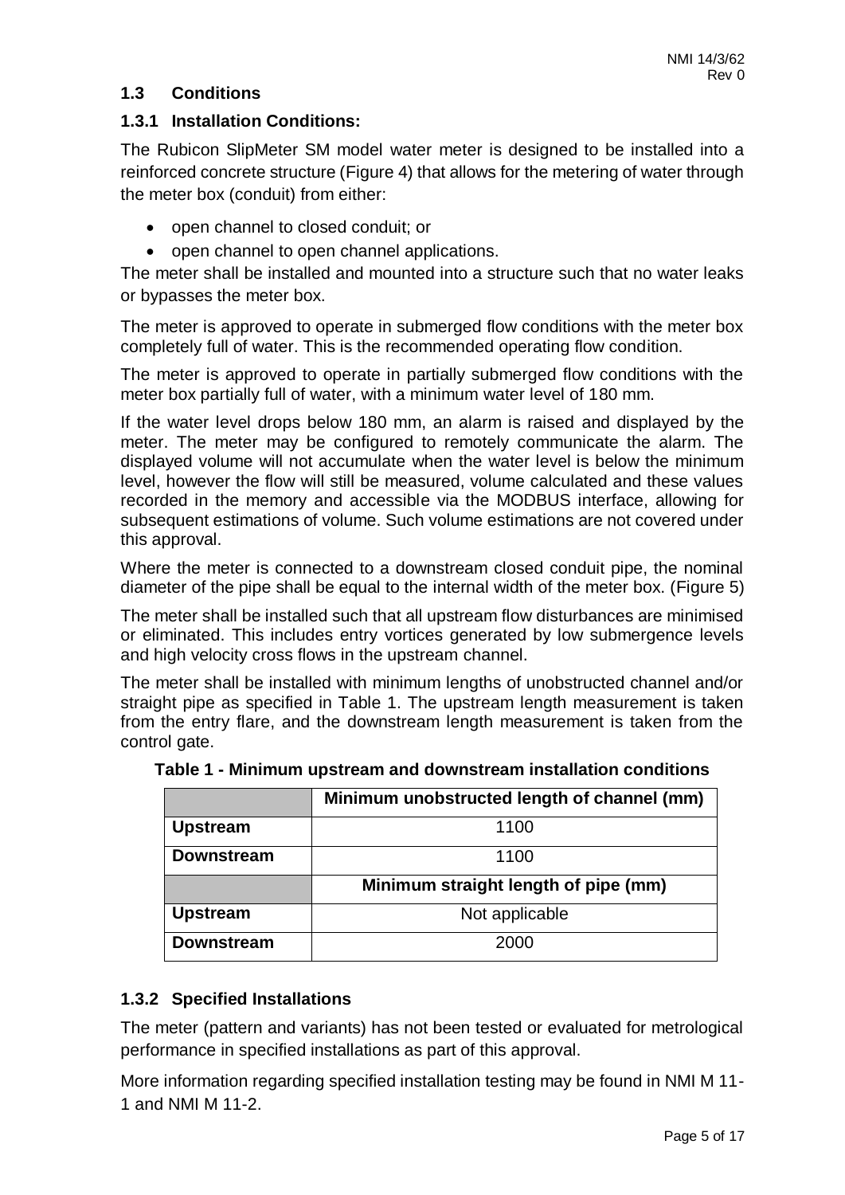## 1.3 Conditions

### 1.3.1 Installation Conditions:

The Rubicon SlipMeter SM model water meter is designed to be installed into a reinforced concrete structure (Figure 4) that allows for the metering of water through the meter box (conduit) from either:

- open channel to closed conduit; or
- open channel to open channel applications.

The meter shall be installed and mounted into a structure such that no water leaks or bypasses the meter box.

The meter is approved to operate in submerged flow conditions with the meter box completely full of water. This is the recommended operating flow condition.

The meter is approved to operate in partially submerged flow conditions with the meter box partially full of water, with a minimum water level of 180 mm.

If the water level drops below 180 mm, an alarm is raised and displayed by the meter. The meter may be configured to remotely communicate the alarm. The displayed volume will not accumulate when the water level is below the minimum level, however the flow will still be measured, volume calculated and these values recorded in the memory and accessible via the MODBUS interface, allowing for subsequent estimations of volume. Such volume estimations are not covered under this approval.

Where the meter is connected to a downstream closed conduit pipe, the nominal diameter of the pipe shall be equal to the internal width of the meter box. (Figure 5)

The meter shall be installed such that all upstream flow disturbances are minimised or eliminated. This includes entry vortices generated by low submergence levels and high velocity cross flows in the upstream channel.

The meter shall be installed with minimum lengths of unobstructed channel and/or straight pipe as specified in Table 1. The upstream length measurement is taken from the entry flare, and the downstream length measurement is taken from the control gate.

**Table 1 - Minimum upstream and downstream installation conditions**

| | Minimum unobstructed length of channel (mm) |
|---|---|
| **Upstream** | 1100 |
| **Downstream** | 1100 |
| | **Minimum straight length of pipe (mm)** |
| **Upstream** | Not applicable |
| **Downstream** | 2000 |

### 1.3.2 Specified Installations

The meter (pattern and variants) has not been tested or evaluated for metrological performance in specified installations as part of this approval.

More information regarding specified installation testing may be found in NMI M 11-1 and NMI M 11-2.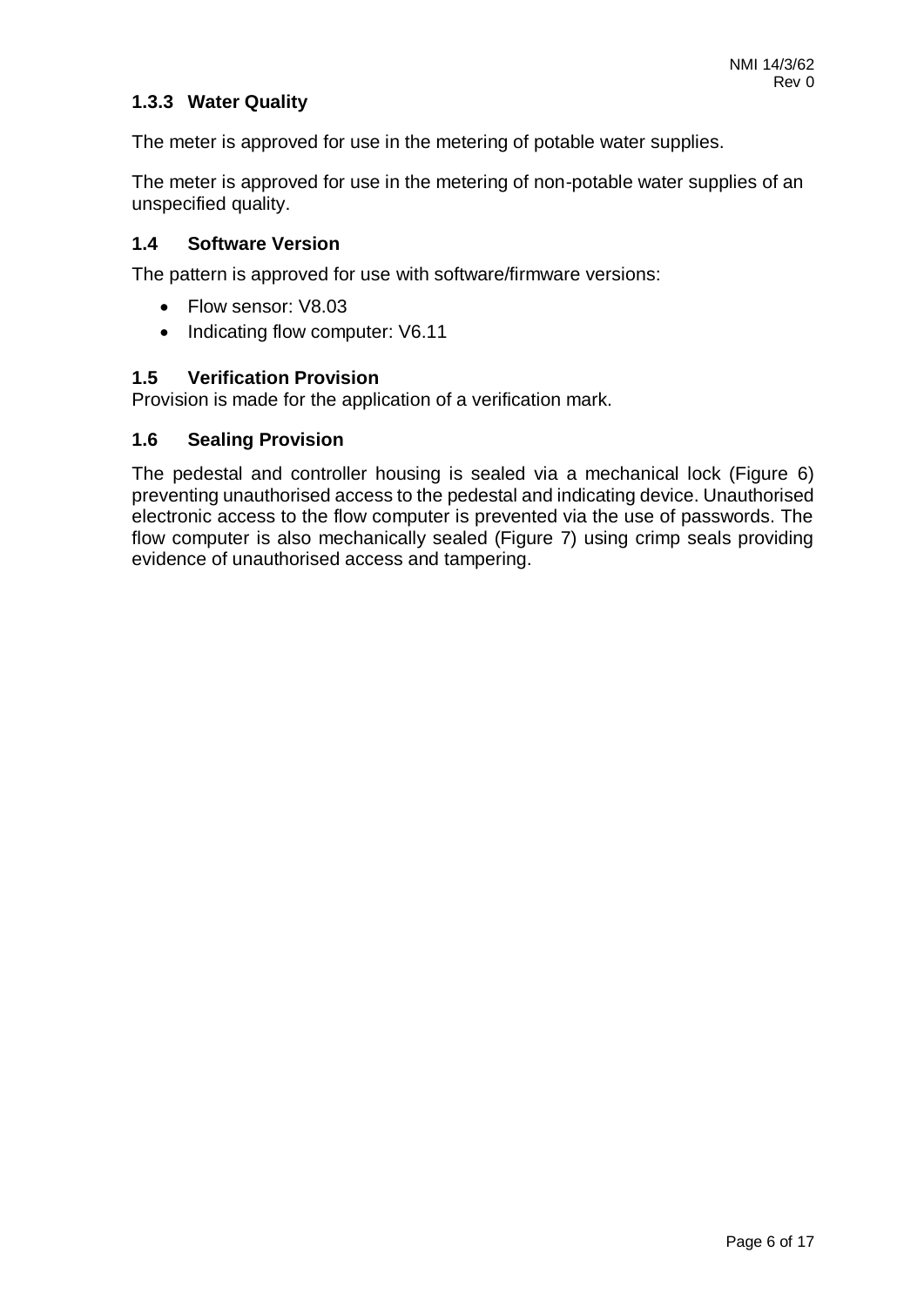### 1.3.3 Water Quality

The meter is approved for use in the metering of potable water supplies.

The meter is approved for use in the metering of non-potable water supplies of an unspecified quality.

## 1.4 Software Version

The pattern is approved for use with software/firmware versions:

- Flow sensor: V8.03
- Indicating flow computer: V6.11

## 1.5 Verification Provision

Provision is made for the application of a verification mark.

## 1.6 Sealing Provision

The pedestal and controller housing is sealed via a mechanical lock (Figure 6) preventing unauthorised access to the pedestal and indicating device. Unauthorised electronic access to the flow computer is prevented via the use of passwords. The flow computer is also mechanically sealed (Figure 7) using crimp seals providing evidence of unauthorised access and tampering.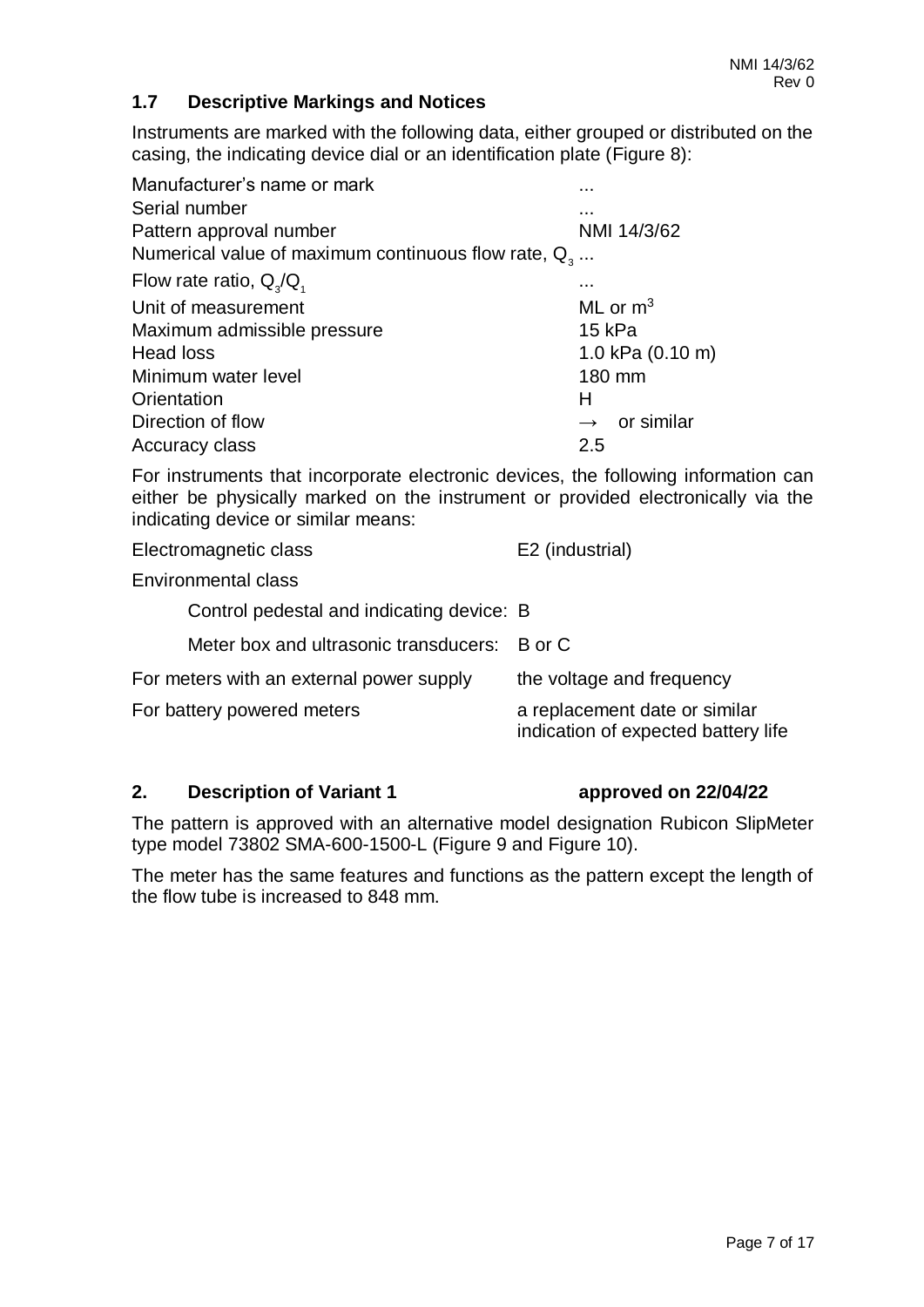## 1.7 Descriptive Markings and Notices

Instruments are marked with the following data, either grouped or distributed on the casing, the indicating device dial or an identification plate (Figure 8):

| | |
|---|---|
| Manufacturer's name or mark | ... |
| Serial number | ... |
| Pattern approval number | NMI 14/3/62 |
| Numerical value of maximum continuous flow rate, $Q_3$ | ... |
| Flow rate ratio, $Q_3/Q_1$ | ... |
| Unit of measurement | ML or $m^3$ |
| Maximum admissible pressure | 15 kPa |
| Head loss | 1.0 kPa (0.10 m) |
| Minimum water level | 180 mm |
| Orientation | H |
| Direction of flow | → or similar |
| Accuracy class | 2.5 |

For instruments that incorporate electronic devices, the following information can either be physically marked on the instrument or provided electronically via the indicating device or similar means:

| | |
|---|---|
| Electromagnetic class | E2 (industrial) |
| Environmental class | |
| Control pedestal and indicating device: | B |
| Meter box and ultrasonic transducers: | B or C |
| For meters with an external power supply | the voltage and frequency |
| For battery powered meters | a replacement date or similar indication of expected battery life |

## 2. Description of Variant 1 approved on 22/04/22

The pattern is approved with an alternative model designation Rubicon SlipMeter type model 73802 SMA-600-1500-L (Figure 9 and Figure 10).

The meter has the same features and functions as the pattern except the length of the flow tube is increased to 848 mm.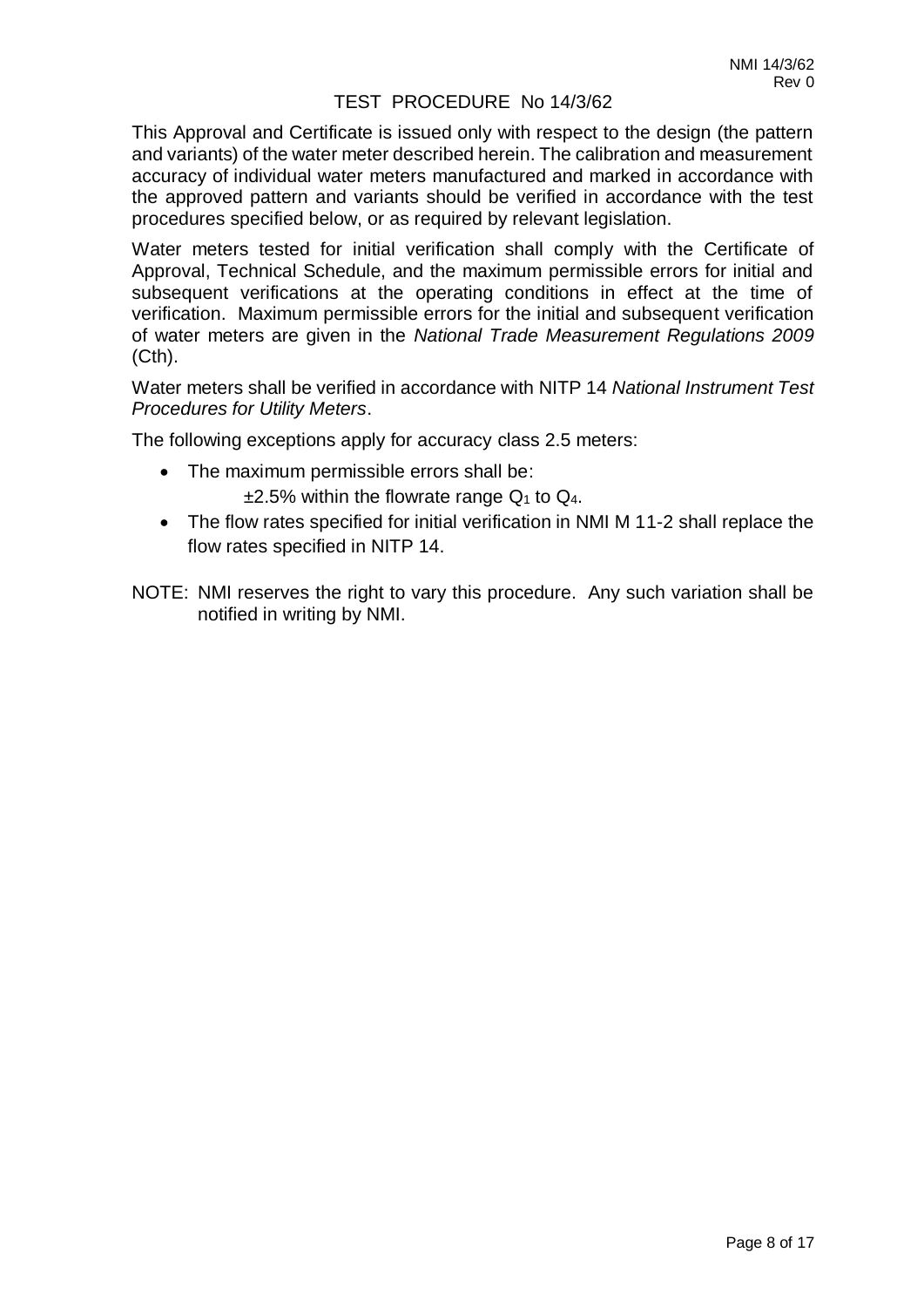# TEST PROCEDURE No 14/3/62

This Approval and Certificate is issued only with respect to the design (the pattern and variants) of the water meter described herein. The calibration and measurement accuracy of individual water meters manufactured and marked in accordance with the approved pattern and variants should be verified in accordance with the test procedures specified below, or as required by relevant legislation.

Water meters tested for initial verification shall comply with the Certificate of Approval, Technical Schedule, and the maximum permissible errors for initial and subsequent verifications at the operating conditions in effect at the time of verification. Maximum permissible errors for the initial and subsequent verification of water meters are given in the *National Trade Measurement Regulations 2009* (Cth).

Water meters shall be verified in accordance with NITP 14 *National Instrument Test Procedures for Utility Meters*.

The following exceptions apply for accuracy class 2.5 meters:

- The maximum permissible errors shall be:

  ±2.5% within the flowrate range $Q_1$ to $Q_4$.

- The flow rates specified for initial verification in NMI M 11-2 shall replace the flow rates specified in NITP 14.

NOTE: NMI reserves the right to vary this procedure. Any such variation shall be notified in writing by NMI.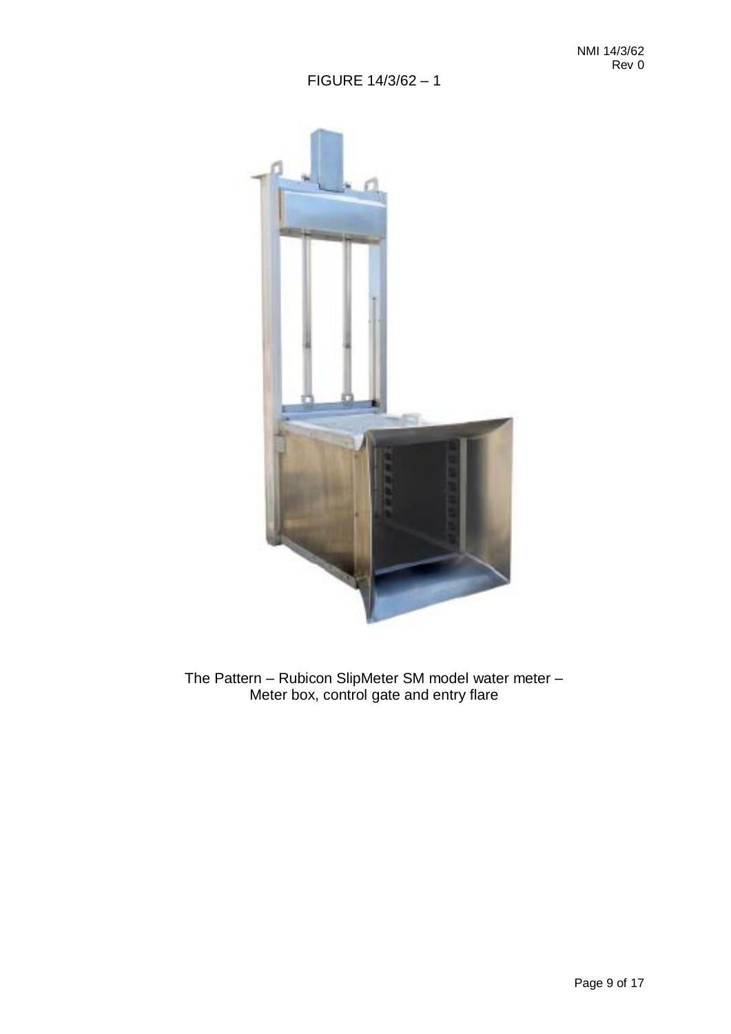FIGURE 14/3/62 – 1

The Pattern – Rubicon SlipMeter SM model water meter –
Meter box, control gate and entry flare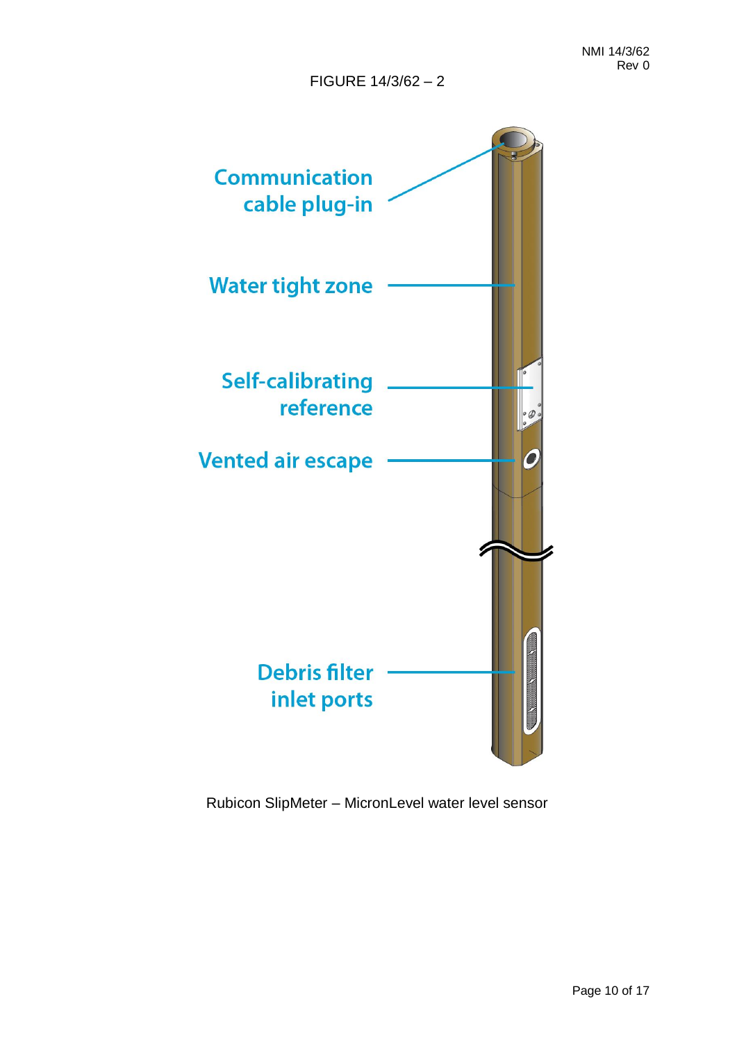FIGURE 14/3/62 – 2

Communication cable plug-in

Water tight zone

Self-calibrating reference

Vented air escape

Debris filter inlet ports

Rubicon SlipMeter – MicronLevel water level sensor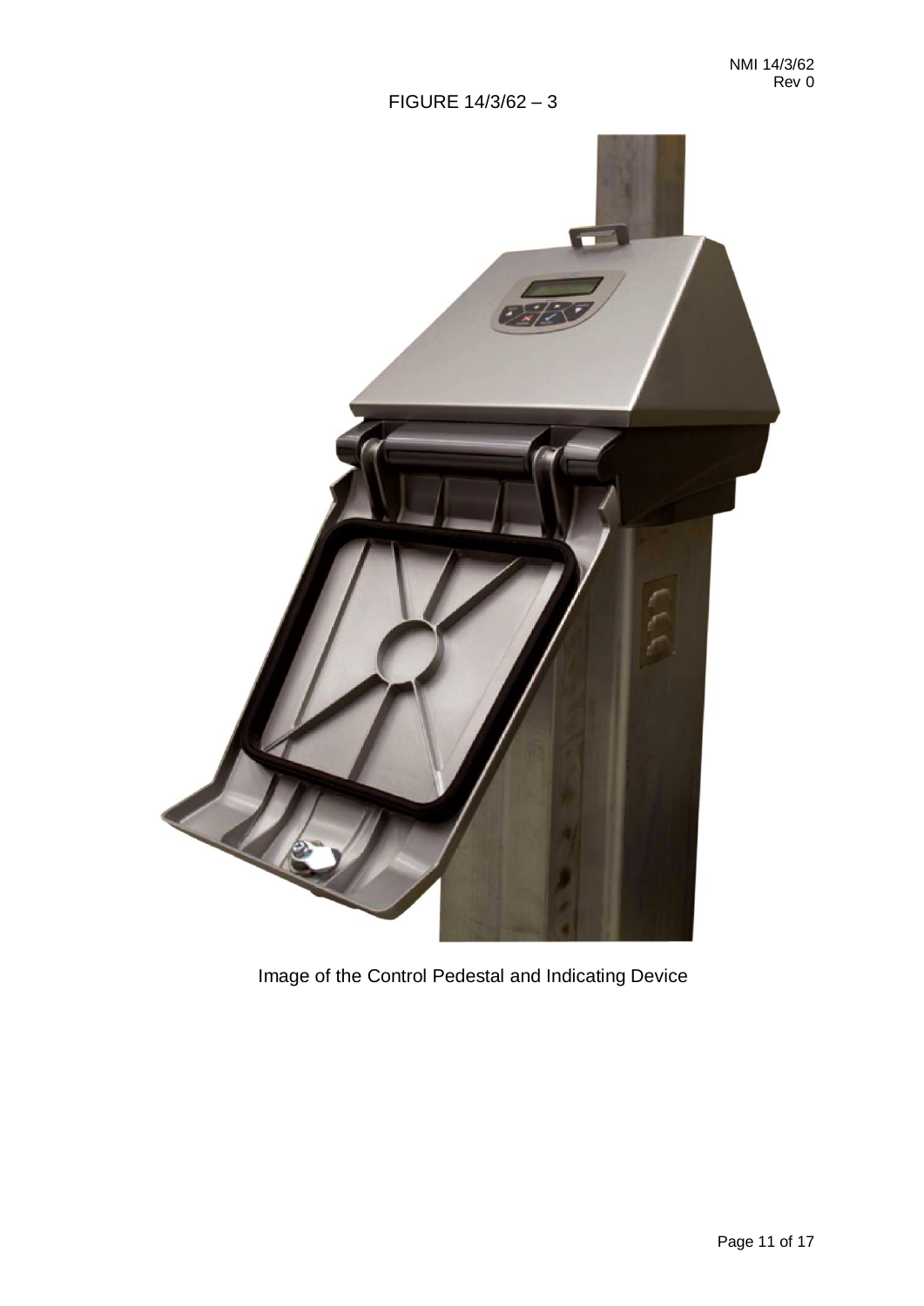FIGURE 14/3/62 – 3

Image of the Control Pedestal and Indicating Device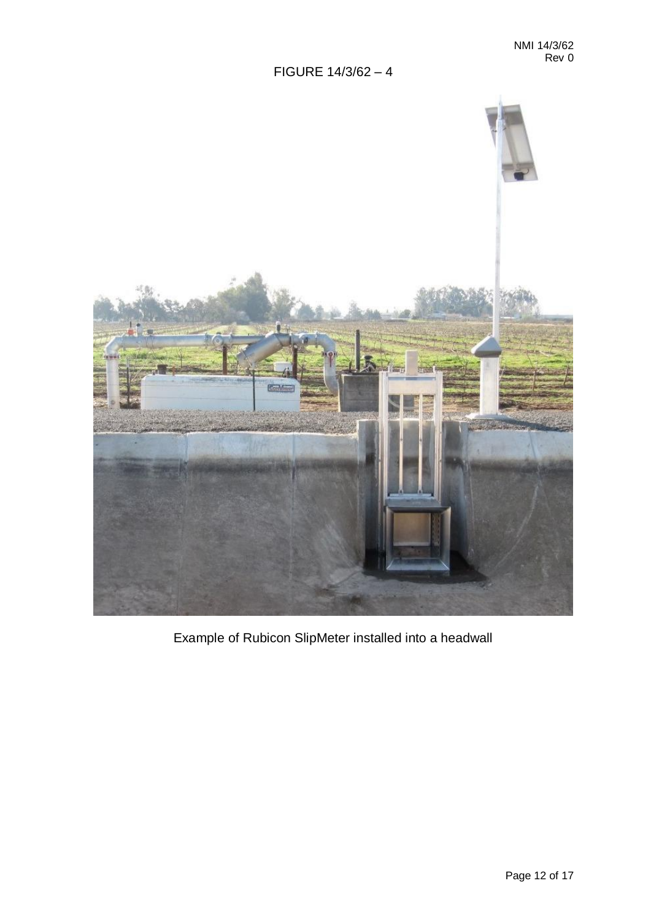FIGURE 14/3/62 – 4

Example of Rubicon SlipMeter installed into a headwall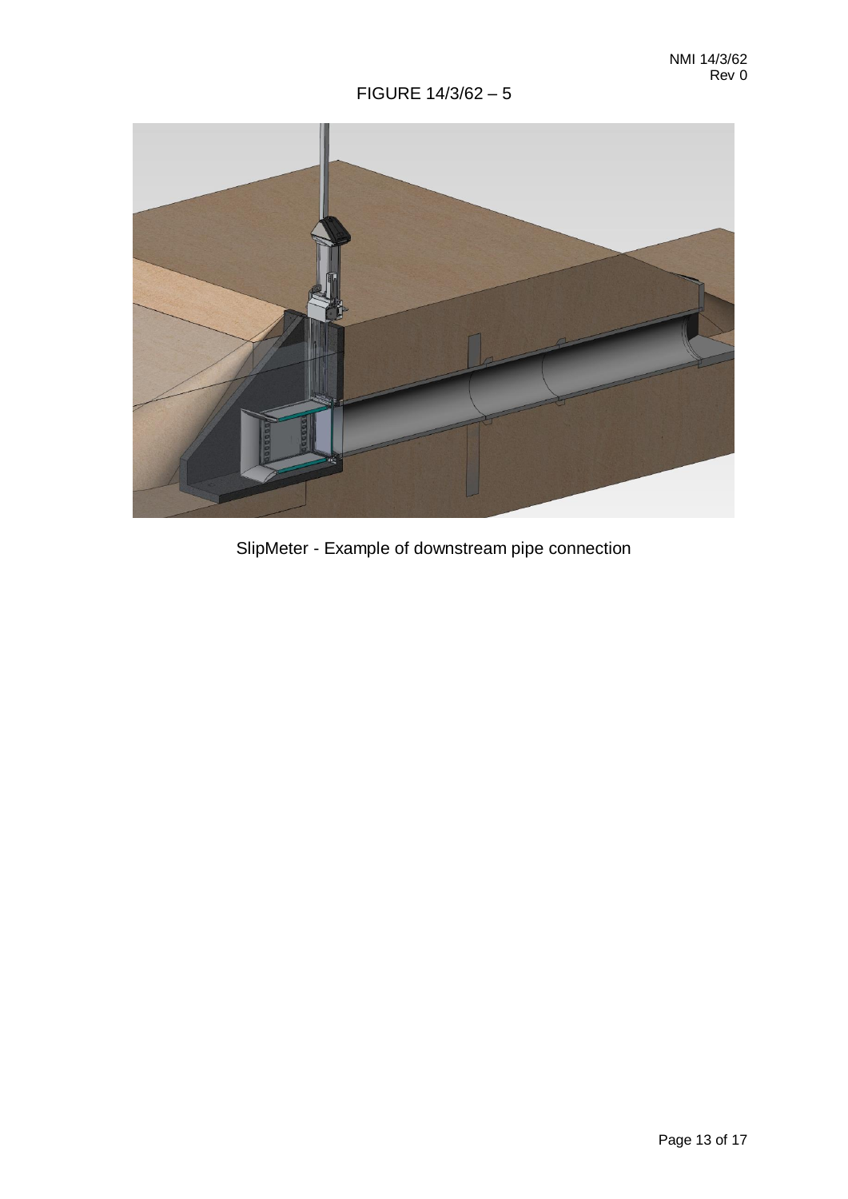FIGURE 14/3/62 – 5

SlipMeter - Example of downstream pipe connection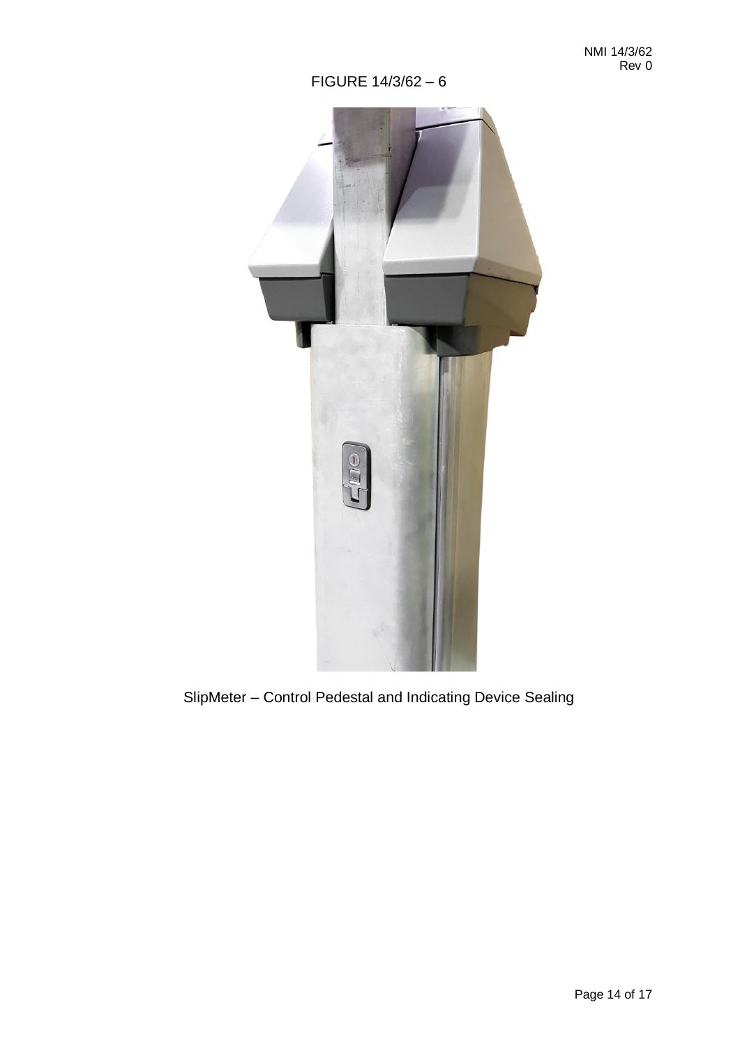FIGURE 14/3/62 – 6

SlipMeter – Control Pedestal and Indicating Device Sealing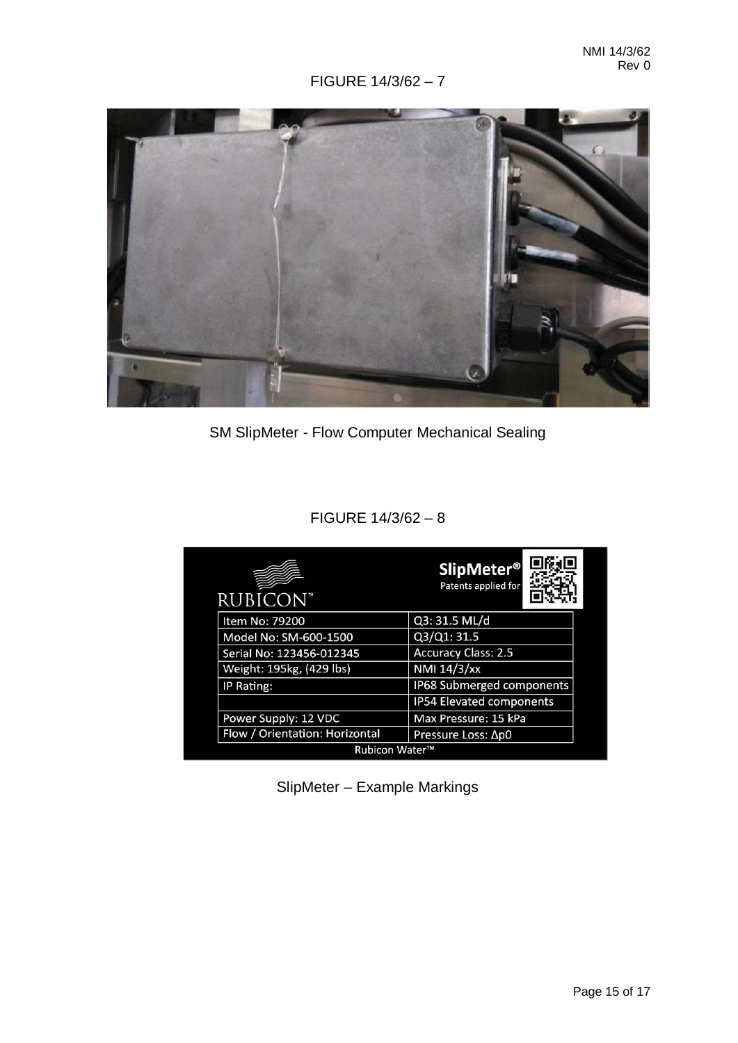FIGURE 14/3/62 – 7

SM SlipMeter - Flow Computer Mechanical Sealing

FIGURE 14/3/62 – 8

| Item No: 79200 | Q3: 31.5 ML/d |
| --- | --- |
| Model No: SM-600-1500 | Q3/Q1: 31.5 |
| Serial No: 123456-012345 | Accuracy Class: 2.5 |
| Weight: 195kg, (429 lbs) | NMI 14/3/xx |
| IP Rating: | IP68 Submerged components |
| | IP54 Elevated components |
| Power Supply: 12 VDC | Max Pressure: 15 kPa |
| Flow / Orientation: Horizontal | Pressure Loss: Δp0 |

SlipMeter – Example Markings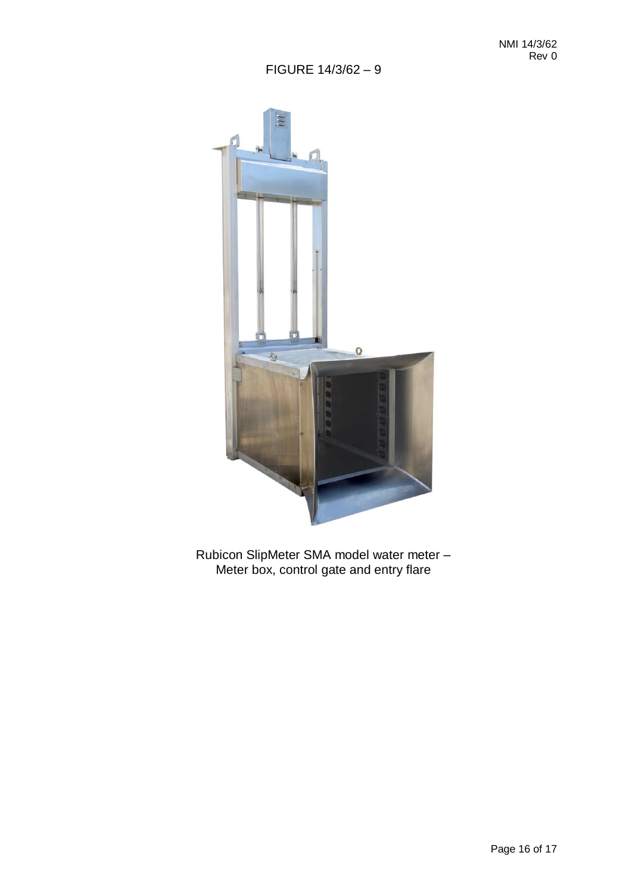FIGURE 14/3/62 – 9

Rubicon SlipMeter SMA model water meter –
Meter box, control gate and entry flare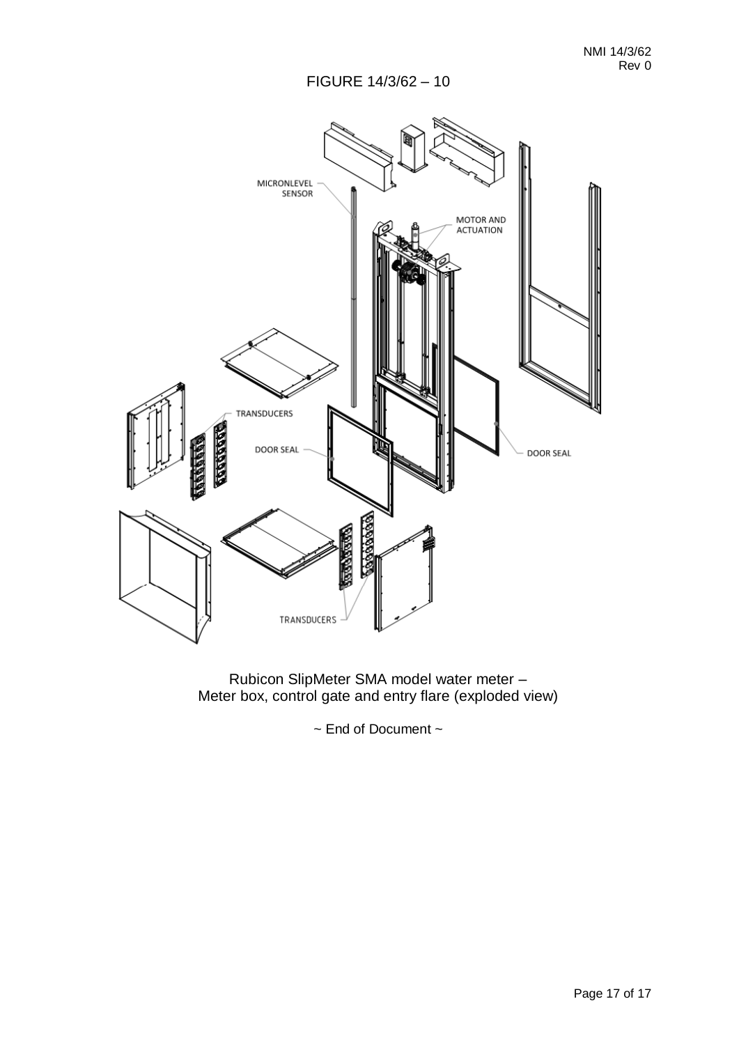FIGURE 14/3/62 – 10

MICRONLEVEL SENSOR

MOTOR AND ACTUATION

TRANSDUCERS

DOOR SEAL

DOOR SEAL

TRANSDUCERS

Rubicon SlipMeter SMA model water meter –
Meter box, control gate and entry flare (exploded view)

~ End of Document ~